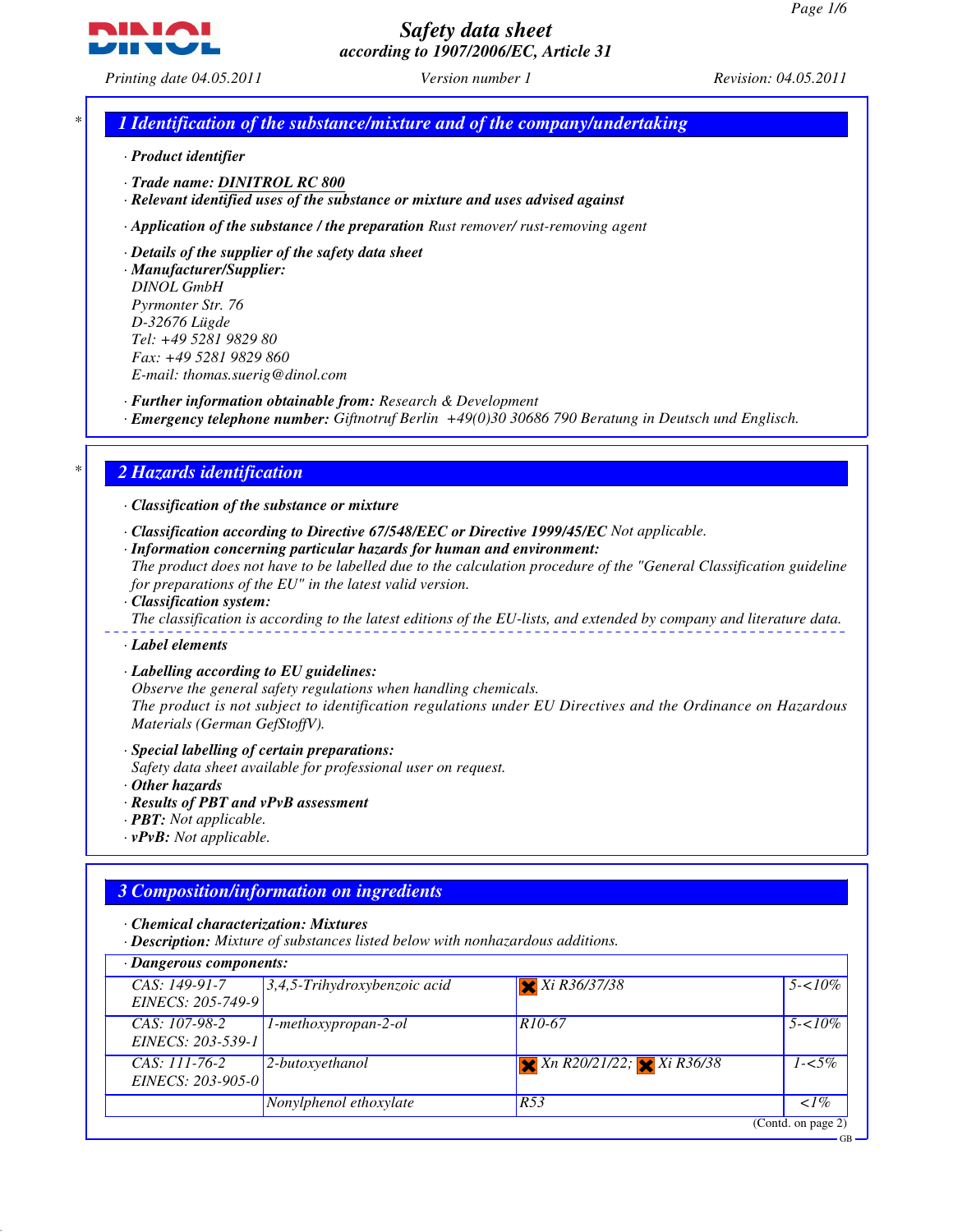# Safety data sheet

*according to 1907/2006/EC, Article 31*

Printing date 04.05.2011 | Version number 1 | Revision: 04.05.2011

## 1 Identification of the substance/mixture and of the company/undertaking

· **Product identifier**

· **Trade name: DINITROL RC 800**

· **Relevant identified uses of the substance or mixture and uses advised against**

· **Application of the substance / the preparation** Rust remover/ rust-removing agent

· **Details of the supplier of the safety data sheet**

· **Manufacturer/Supplier:**
DINOL GmbH
Pyrmonter Str. 76
D-32676 Lügde
Tel: +49 5281 9829 80
Fax: +49 5281 9829 860
E-mail: thomas.suerig@dinol.com

· **Further information obtainable from:** Research & Development

· **Emergency telephone number:** Giftnotruf Berlin +49(0)30 30686 790 Beratung in Deutsch und Englisch.

## 2 Hazards identification

· **Classification of the substance or mixture**

· **Classification according to Directive 67/548/EEC or Directive 1999/45/EC** Not applicable.

· **Information concerning particular hazards for human and environment:**
The product does not have to be labelled due to the calculation procedure of the "General Classification guideline for preparations of the EU" in the latest valid version.

· **Classification system:**
The classification is according to the latest editions of the EU-lists, and extended by company and literature data.

· **Label elements**

· **Labelling according to EU guidelines:**
Observe the general safety regulations when handling chemicals.
The product is not subject to identification regulations under EU Directives and the Ordinance on Hazardous Materials (German GefStoffV).

· **Special labelling of certain preparations:**
Safety data sheet available for professional user on request.

· **Other hazards**

· **Results of PBT and vPvB assessment**

· **PBT:** Not applicable.

· **vPvB:** Not applicable.

## 3 Composition/information on ingredients

· **Chemical characterization: Mixtures**

· **Description:** Mixture of substances listed below with nonhazardous additions.

· **Dangerous components:**

| CAS / EINECS | Component | Classification | Concentration |
|---|---|---|---|
| CAS: 149-91-7 EINECS: 205-749-9 | 3,4,5-Trihydroxybenzoic acid | Xi R36/37/38 | 5-<10% |
| CAS: 107-98-2 EINECS: 203-539-1 | 1-methoxypropan-2-ol | R10-67 | 5-<10% |
| CAS: 111-76-2 EINECS: 203-905-0 | 2-butoxyethanol | Xn R20/21/22; Xi R36/38 | 1-<5% |
| | Nonylphenol ethoxylate | R53 | <1% |

(Contd. on page 2)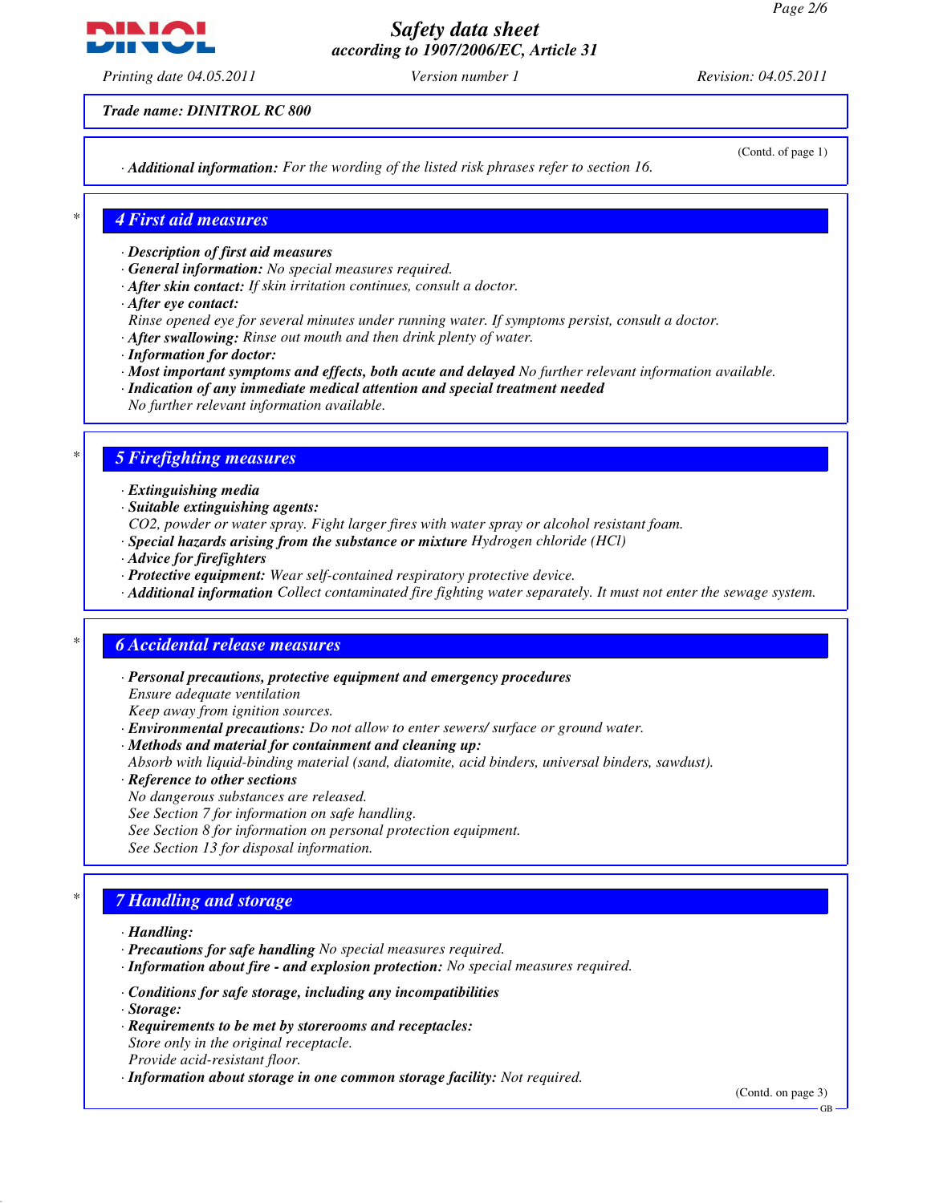**Trade name: DINITROL RC 800**

(Contd. of page 1)

· **Additional information:** For the wording of the listed risk phrases refer to section 16.

## 4 First aid measures

· **Description of first aid measures**
· **General information:** No special measures required.
· **After skin contact:** If skin irritation continues, consult a doctor.
· **After eye contact:**
Rinse opened eye for several minutes under running water. If symptoms persist, consult a doctor.
· **After swallowing:** Rinse out mouth and then drink plenty of water.
· **Information for doctor:**
· **Most important symptoms and effects, both acute and delayed** No further relevant information available.
· **Indication of any immediate medical attention and special treatment needed**
No further relevant information available.

## 5 Firefighting measures

· **Extinguishing media**
· **Suitable extinguishing agents:**
$CO_2$, powder or water spray. Fight larger fires with water spray or alcohol resistant foam.
· **Special hazards arising from the substance or mixture** Hydrogen chloride (HCl)
· **Advice for firefighters**
· **Protective equipment:** Wear self-contained respiratory protective device.
· **Additional information** Collect contaminated fire fighting water separately. It must not enter the sewage system.

## 6 Accidental release measures

· **Personal precautions, protective equipment and emergency procedures**
Ensure adequate ventilation
Keep away from ignition sources.
· **Environmental precautions:** Do not allow to enter sewers/ surface or ground water.
· **Methods and material for containment and cleaning up:**
Absorb with liquid-binding material (sand, diatomite, acid binders, universal binders, sawdust).
· **Reference to other sections**
No dangerous substances are released.
See Section 7 for information on safe handling.
See Section 8 for information on personal protection equipment.
See Section 13 for disposal information.

## 7 Handling and storage

· **Handling:**
· **Precautions for safe handling** No special measures required.
· **Information about fire - and explosion protection:** No special measures required.

· **Conditions for safe storage, including any incompatibilities**
· **Storage:**
· **Requirements to be met by storerooms and receptacles:**
Store only in the original receptacle.
Provide acid-resistant floor.
· **Information about storage in one common storage facility:** Not required.

(Contd. on page 3)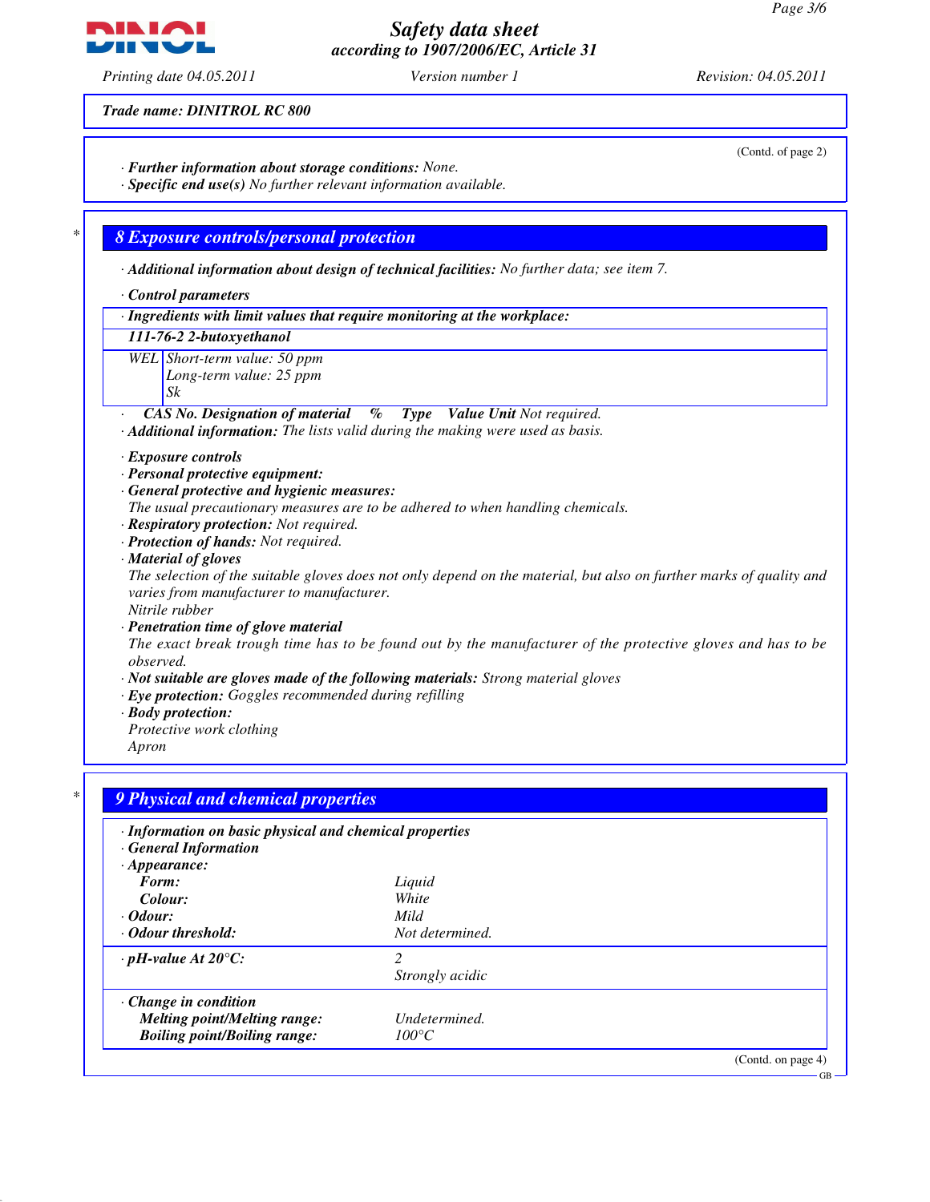**Trade name: DINITROL RC 800**

(Contd. of page 2)

· ***Further information about storage conditions:*** *None.*
· ***Specific end use(s)*** *No further relevant information available.*

## 8 Exposure controls/personal protection

· ***Additional information about design of technical facilities:*** *No further data; see item 7.*

· ***Control parameters***

| · *Ingredients with limit values that require monitoring at the workplace:* | |
|---|---|
| ***111-76-2 2-butoxyethanol*** | |
| WEL | Short-term value: 50 ppm<br>Long-term value: 25 ppm<br>Sk |

· ***CAS No. Designation of material % Type Value Unit*** *Not required.*
· ***Additional information:*** *The lists valid during the making were used as basis.*

· ***Exposure controls***
· ***Personal protective equipment:***
· ***General protective and hygienic measures:***
*The usual precautionary measures are to be adhered to when handling chemicals.*
· ***Respiratory protection:*** *Not required.*
· ***Protection of hands:*** *Not required.*
· ***Material of gloves***
*The selection of the suitable gloves does not only depend on the material, but also on further marks of quality and varies from manufacturer to manufacturer.*
*Nitrile rubber*
· ***Penetration time of glove material***
*The exact break trough time has to be found out by the manufacturer of the protective gloves and has to be observed.*
· ***Not suitable are gloves made of the following materials:*** *Strong material gloves*
· ***Eye protection:*** *Goggles recommended during refilling*
· ***Body protection:***
*Protective work clothing*
*Apron*

## 9 Physical and chemical properties

| | |
|---|---|
| · ***Information on basic physical and chemical properties*** | |
| · ***General Information*** | |
| · ***Appearance:*** | |
| ***Form:*** | *Liquid* |
| ***Colour:*** | *White* |
| · ***Odour:*** | *Mild* |
| · ***Odour threshold:*** | *Not determined.* |
| · ***pH-value At 20°C:*** | *2*<br>*Strongly acidic* |
| · ***Change in condition*** | |
| ***Melting point/Melting range:*** | *Undetermined.* |
| ***Boiling point/Boiling range:*** | *100°C* |

(Contd. on page 4)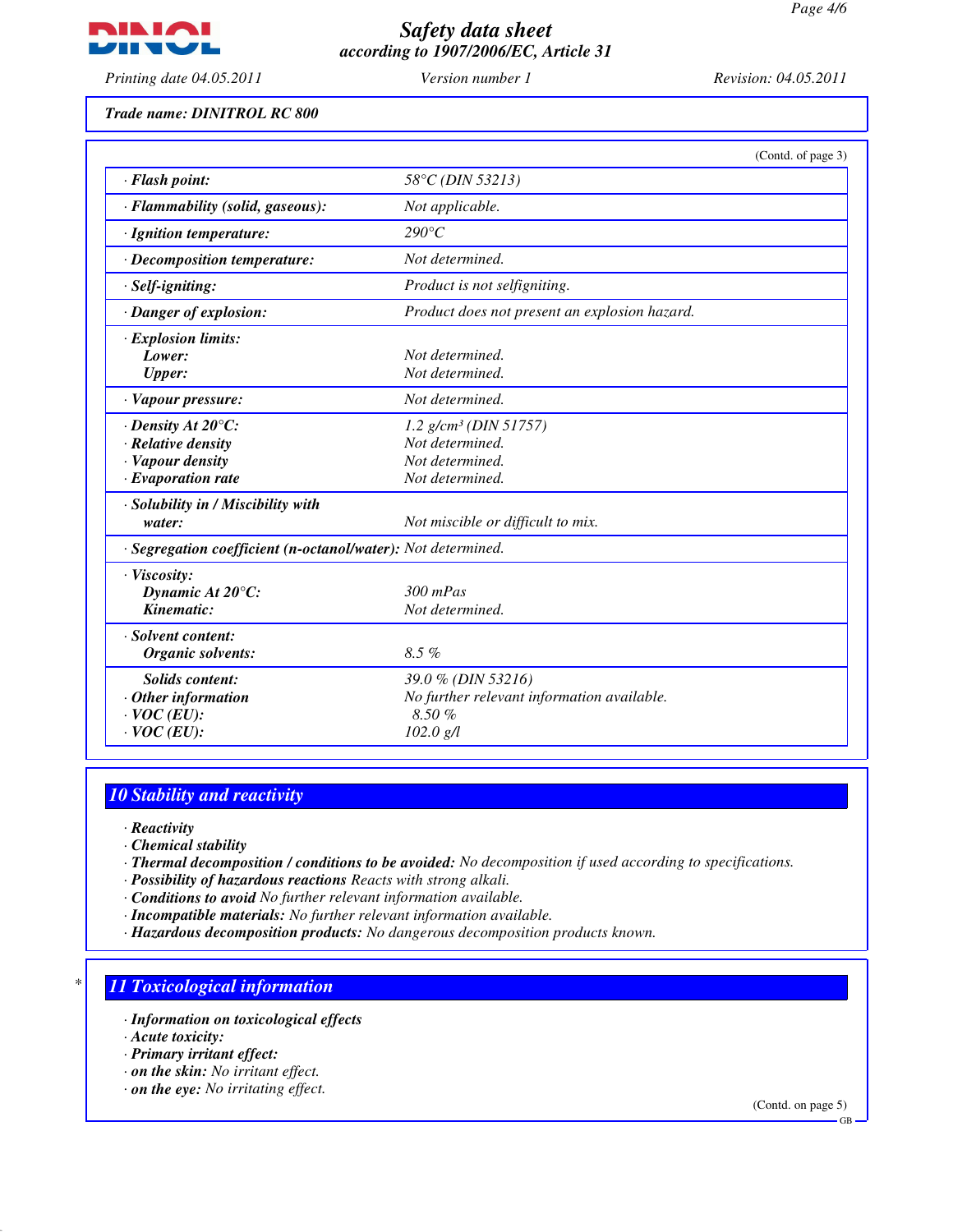*Safety data sheet*
*according to 1907/2006/EC, Article 31*

*Printing date 04.05.2011* *Version number 1* *Revision: 04.05.2011*

**Trade name: DINITROL RC 800**

(Contd. of page 3)

| | |
|---|---|
| · **Flash point:** | 58°C (DIN 53213) |
| · **Flammability (solid, gaseous):** | Not applicable. |
| · **Ignition temperature:** | 290°C |
| · **Decomposition temperature:** | Not determined. |
| · **Self-igniting:** | Product is not selfigniting. |
| · **Danger of explosion:** | Product does not present an explosion hazard. |
| · **Explosion limits:** | |
| **Lower:** | Not determined. |
| **Upper:** | Not determined. |
| · **Vapour pressure:** | Not determined. |
| · **Density At 20°C:** | 1.2 g/cm³ (DIN 51757) |
| · **Relative density** | Not determined. |
| · **Vapour density** | Not determined. |
| · **Evaporation rate** | Not determined. |
| · **Solubility in / Miscibility with water:** | Not miscible or difficult to mix. |
| · **Segregation coefficient (n-octanol/water):** | Not determined. |
| · **Viscosity:** | |
| **Dynamic At 20°C:** | 300 mPas |
| **Kinematic:** | Not determined. |
| · **Solvent content:** | |
| **Organic solvents:** | 8.5 % |
| **Solids content:** | 39.0 % (DIN 53216) |
| · **Other information** | No further relevant information available. |
| · **VOC (EU):** | 8.50 % |
| · **VOC (EU):** | 102.0 g/l |

## 10 Stability and reactivity

· **Reactivity**
· **Chemical stability**
· **Thermal decomposition / conditions to be avoided:** No decomposition if used according to specifications.
· **Possibility of hazardous reactions** Reacts with strong alkali.
· **Conditions to avoid** No further relevant information available.
· **Incompatible materials:** No further relevant information available.
· **Hazardous decomposition products:** No dangerous decomposition products known.

## 11 Toxicological information

· **Information on toxicological effects**
· **Acute toxicity:**
· **Primary irritant effect:**
· **on the skin:** No irritant effect.
· **on the eye:** No irritating effect.

(Contd. on page 5)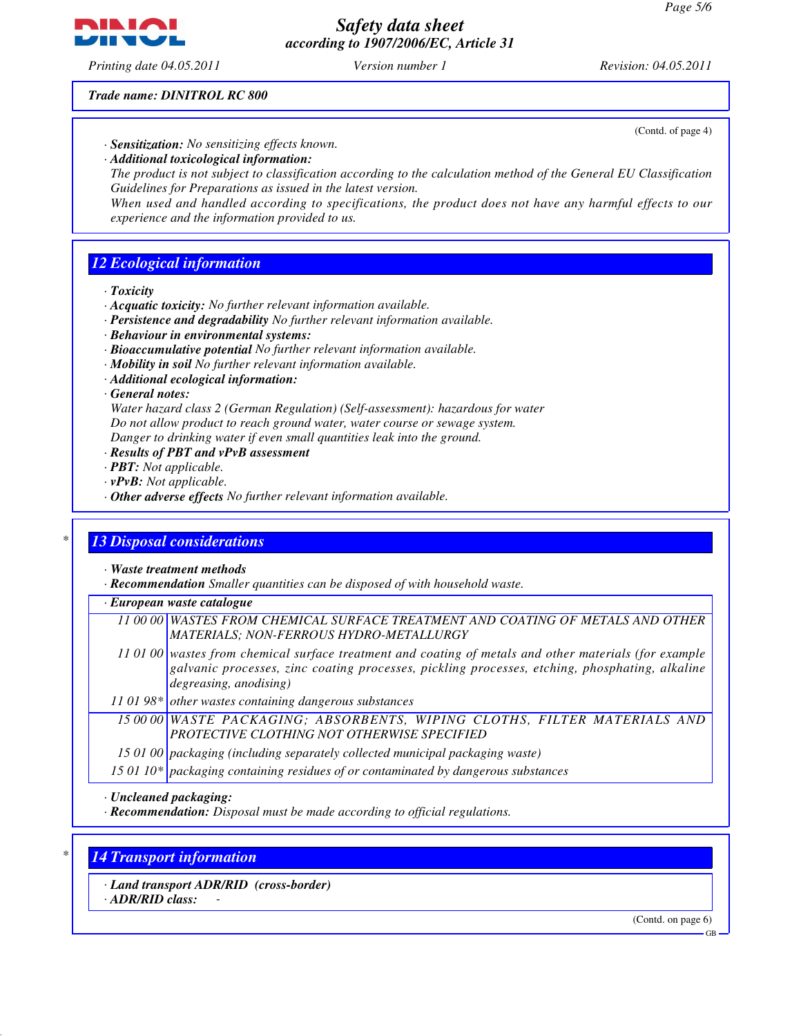Trade name: DINITROL RC 800

(Contd. of page 4)

· **Sensitization:** No sensitizing effects known.

· **Additional toxicological information:**

The product is not subject to classification according to the calculation method of the General EU Classification Guidelines for Preparations as issued in the latest version.

When used and handled according to specifications, the product does not have any harmful effects to our experience and the information provided to us.

## 12 Ecological information

· **Toxicity**

· **Acquatic toxicity:** No further relevant information available.

· **Persistence and degradability** No further relevant information available.

· **Behaviour in environmental systems:**

· **Bioaccumulative potential** No further relevant information available.

· **Mobility in soil** No further relevant information available.

· **Additional ecological information:**

· **General notes:**

Water hazard class 2 (German Regulation) (Self-assessment): hazardous for water

Do not allow product to reach ground water, water course or sewage system.

Danger to drinking water if even small quantities leak into the ground.

· **Results of PBT and vPvB assessment**

· **PBT:** Not applicable.

· **vPvB:** Not applicable.

· **Other adverse effects** No further relevant information available.

## * 13 Disposal considerations

· **Waste treatment methods**

· **Recommendation** Smaller quantities can be disposed of with household waste.

· **European waste catalogue**

| | |
|---|---|
| 11 00 00 | WASTES FROM CHEMICAL SURFACE TREATMENT AND COATING OF METALS AND OTHER MATERIALS; NON-FERROUS HYDRO-METALLURGY |
| 11 01 00 | wastes from chemical surface treatment and coating of metals and other materials (for example galvanic processes, zinc coating processes, pickling processes, etching, phosphating, alkaline degreasing, anodising) |
| 11 01 98* | other wastes containing dangerous substances |
| 15 00 00 | WASTE PACKAGING; ABSORBENTS, WIPING CLOTHS, FILTER MATERIALS AND PROTECTIVE CLOTHING NOT OTHERWISE SPECIFIED |
| 15 01 00 | packaging (including separately collected municipal packaging waste) |
| 15 01 10* | packaging containing residues of or contaminated by dangerous substances |

· **Uncleaned packaging:**

· **Recommendation:** Disposal must be made according to official regulations.

## * 14 Transport information

· **Land transport ADR/RID (cross-border)**

· **ADR/RID class:** -

(Contd. on page 6)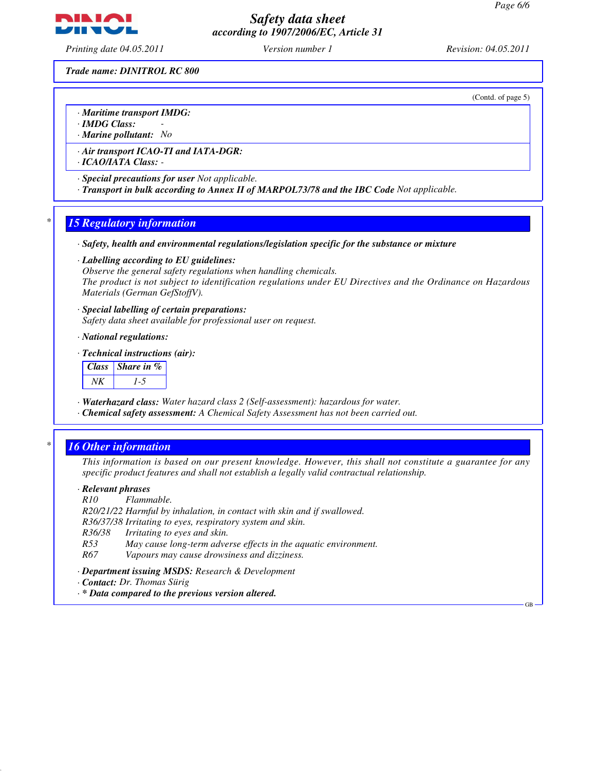Trade name: DINITROL RC 800

(Contd. of page 5)

· **Maritime transport IMDG:**
· **IMDG Class:** -
· **Marine pollutant:** No

· **Air transport ICAO-TI and IATA-DGR:**
· **ICAO/IATA Class:** -

· **Special precautions for user** Not applicable.
· **Transport in bulk according to Annex II of MARPOL73/78 and the IBC Code** Not applicable.

## * 15 Regulatory information

· **Safety, health and environmental regulations/legislation specific for the substance or mixture**

· **Labelling according to EU guidelines:**
Observe the general safety regulations when handling chemicals.
The product is not subject to identification regulations under EU Directives and the Ordinance on Hazardous Materials (German GefStoffV).

· **Special labelling of certain preparations:**
Safety data sheet available for professional user on request.

· **National regulations:**

· **Technical instructions (air):**

| Class | Share in % |
|---|---|
| NK | 1-5 |

· **Waterhazard class:** Water hazard class 2 (Self-assessment): hazardous for water.
· **Chemical safety assessment:** A Chemical Safety Assessment has not been carried out.

## * 16 Other information

This information is based on our present knowledge. However, this shall not constitute a guarantee for any specific product features and shall not establish a legally valid contractual relationship.

· **Relevant phrases**
R10 Flammable.
R20/21/22 Harmful by inhalation, in contact with skin and if swallowed.
R36/37/38 Irritating to eyes, respiratory system and skin.
R36/38 Irritating to eyes and skin.
R53 May cause long-term adverse effects in the aquatic environment.
R67 Vapours may cause drowsiness and dizziness.

· **Department issuing MSDS:** Research & Development
· **Contact:** Dr. Thomas Sürig
· *** Data compared to the previous version altered.**